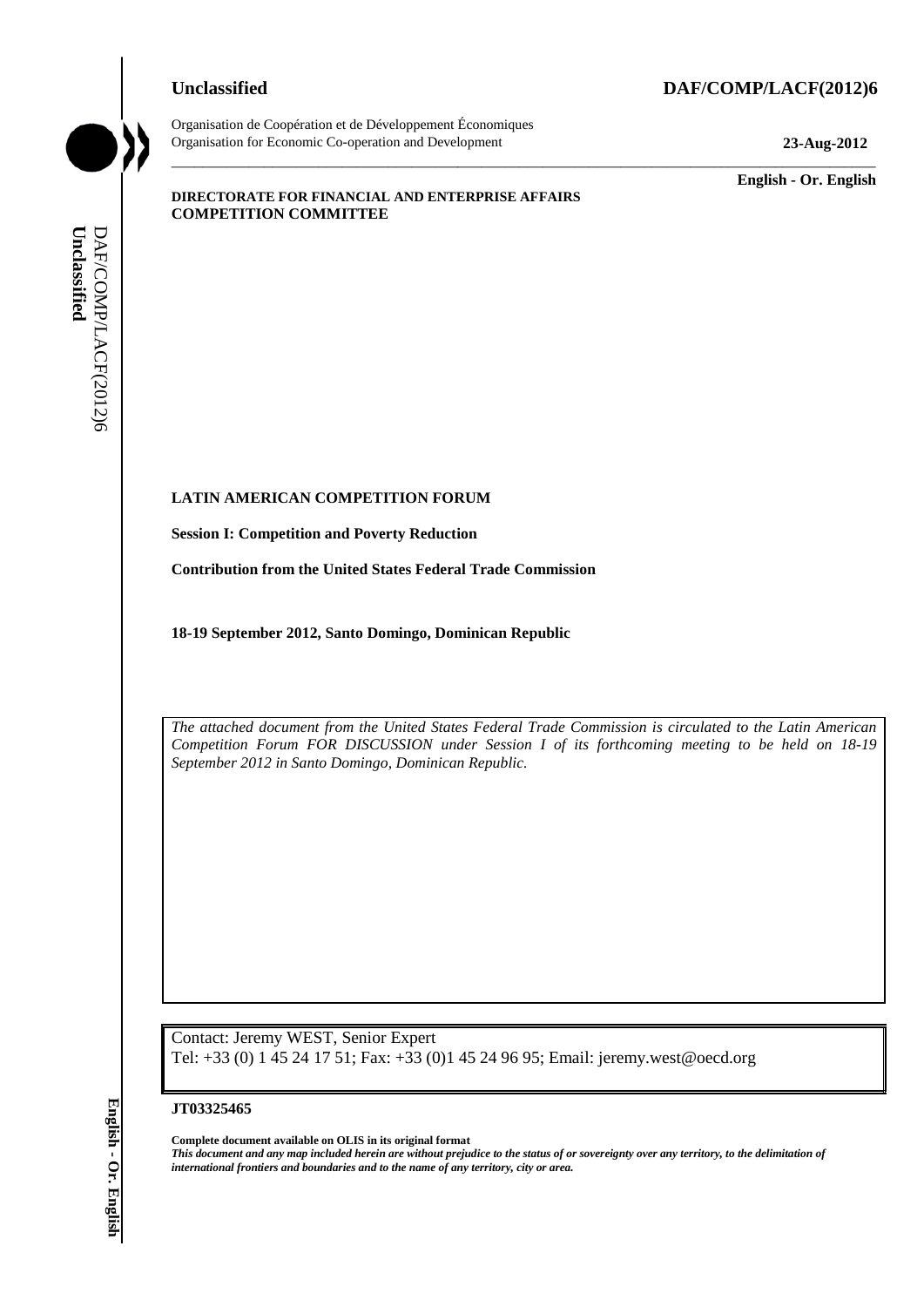**Unclassified** **DAF/COMP/LACF(2012)6**

Organisation de Coopération et de Développement Économiques
Organisation for Economic Co-operation and Development **23-Aug-2012**

**English - Or. English**

**DIRECTORATE FOR FINANCIAL AND ENTERPRISE AFFAIRS**
**COMPETITION COMMITTEE**

**LATIN AMERICAN COMPETITION FORUM**

**Session I: Competition and Poverty Reduction**

**Contribution from the United States Federal Trade Commission**

**18-19 September 2012, Santo Domingo, Dominican Republic**

*The attached document from the United States Federal Trade Commission is circulated to the Latin American Competition Forum FOR DISCUSSION under Session I of its forthcoming meeting to be held on 18-19 September 2012 in Santo Domingo, Dominican Republic.*

Contact: Jeremy WEST, Senior Expert
Tel: +33 (0) 1 45 24 17 51; Fax: +33 (0)1 45 24 96 95; Email: jeremy.west@oecd.org

**JT03325465**

**Complete document available on OLIS in its original format**
***This document and any map included herein are without prejudice to the status of or sovereignty over any territory, to the delimitation of international frontiers and boundaries and to the name of any territory, city or area.***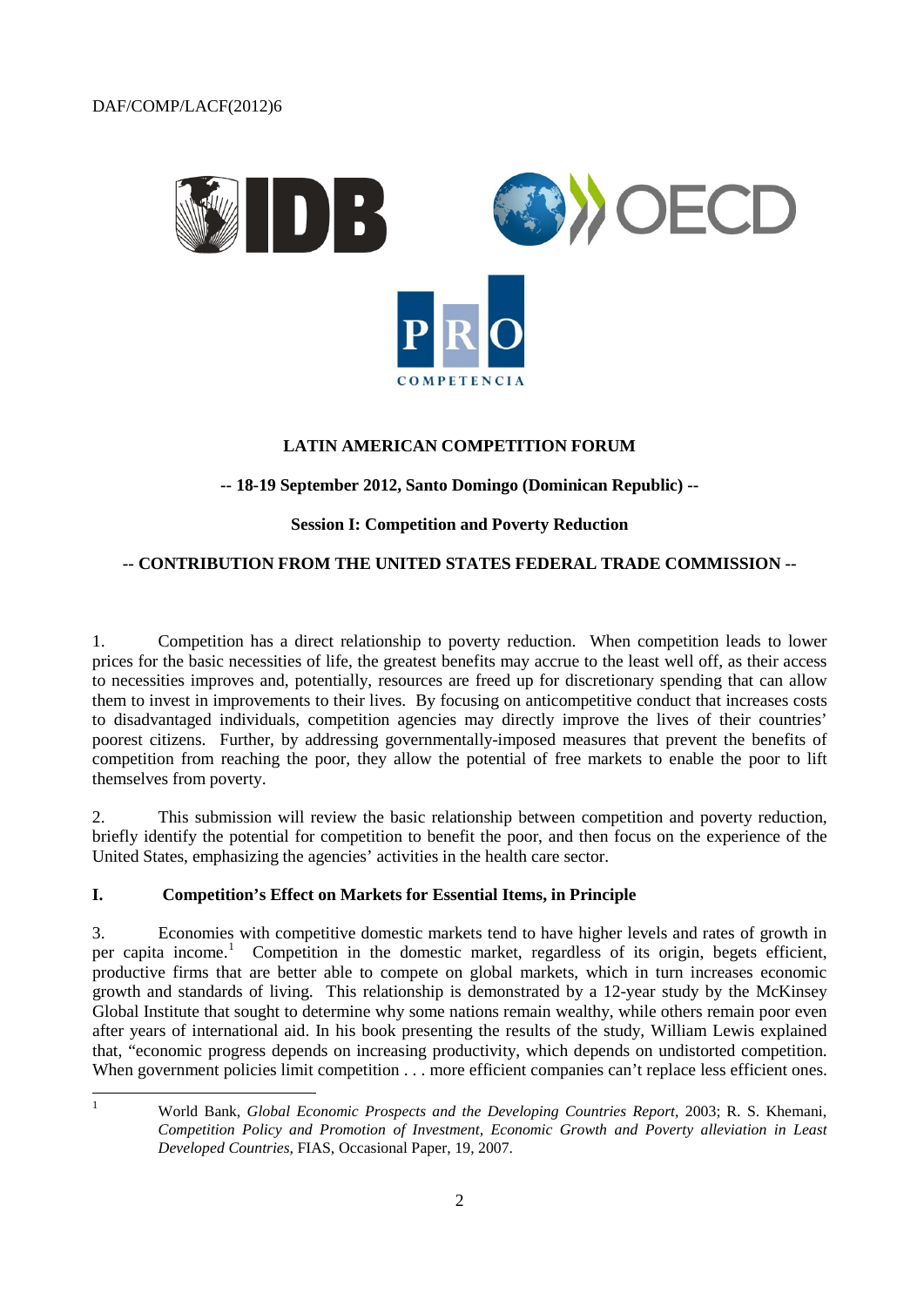**LATIN AMERICAN COMPETITION FORUM**

**-- 18-19 September 2012, Santo Domingo (Dominican Republic) --**

**Session I: Competition and Poverty Reduction**

**-- CONTRIBUTION FROM THE UNITED STATES FEDERAL TRADE COMMISSION --**

1. Competition has a direct relationship to poverty reduction. When competition leads to lower prices for the basic necessities of life, the greatest benefits may accrue to the least well off, as their access to necessities improves and, potentially, resources are freed up for discretionary spending that can allow them to invest in improvements to their lives. By focusing on anticompetitive conduct that increases costs to disadvantaged individuals, competition agencies may directly improve the lives of their countries' poorest citizens. Further, by addressing governmentally-imposed measures that prevent the benefits of competition from reaching the poor, they allow the potential of free markets to enable the poor to lift themselves from poverty.

2. This submission will review the basic relationship between competition and poverty reduction, briefly identify the potential for competition to benefit the poor, and then focus on the experience of the United States, emphasizing the agencies' activities in the health care sector.

## I. Competition's Effect on Markets for Essential Items, in Principle

3. Economies with competitive domestic markets tend to have higher levels and rates of growth in per capita income.[1] Competition in the domestic market, regardless of its origin, begets efficient, productive firms that are better able to compete on global markets, which in turn increases economic growth and standards of living. This relationship is demonstrated by a 12-year study by the McKinsey Global Institute that sought to determine why some nations remain wealthy, while others remain poor even after years of international aid. In his book presenting the results of the study, William Lewis explained that, "economic progress depends on increasing productivity, which depends on undistorted competition. When government policies limit competition . . . more efficient companies can't replace less efficient ones.

[1] World Bank, *Global Economic Prospects and the Developing Countries Report*, 2003; R. S. Khemani, *Competition Policy and Promotion of Investment, Economic Growth and Poverty alleviation in Least Developed Countries*, FIAS, Occasional Paper, 19, 2007.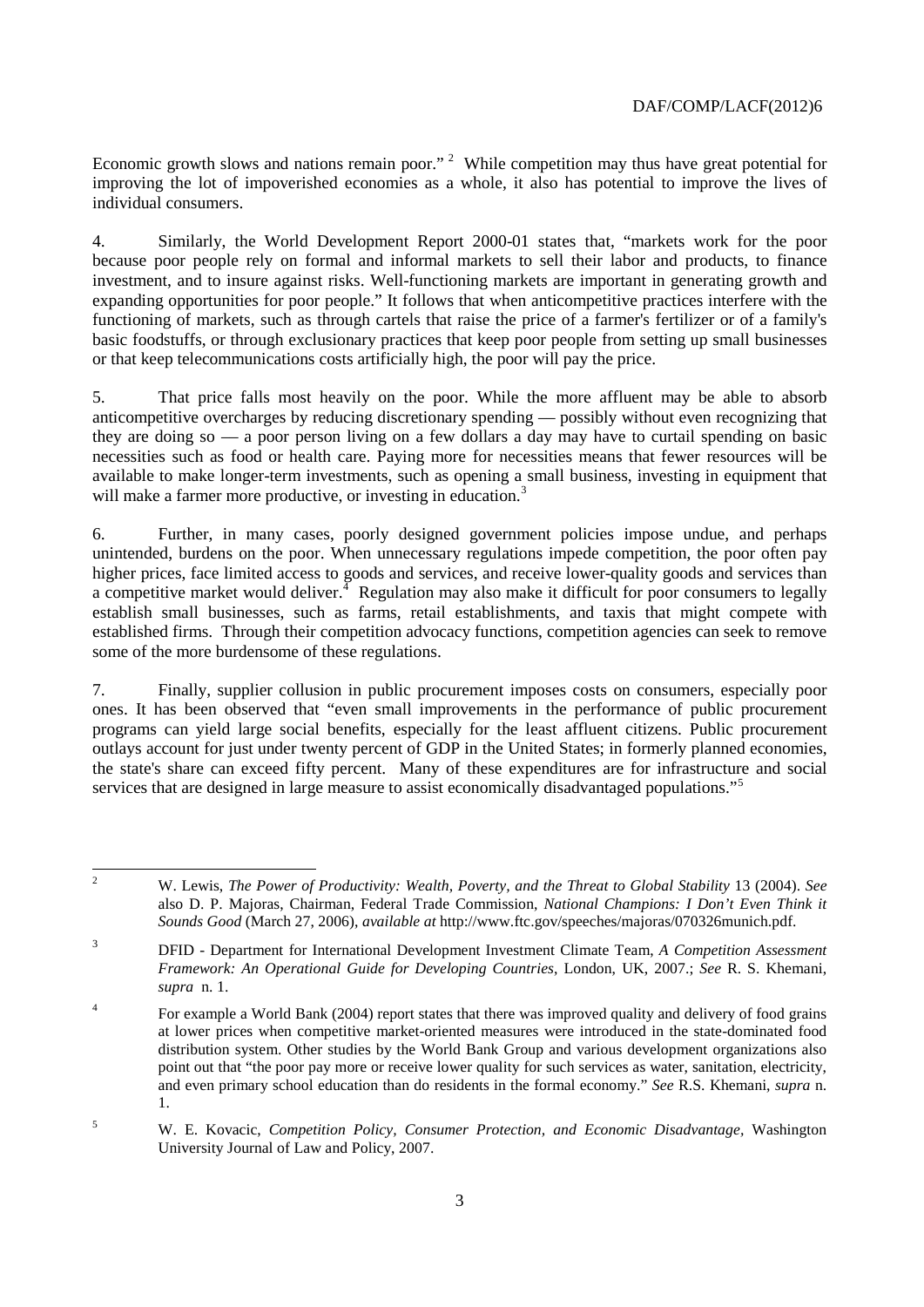Economic growth slows and nations remain poor." [2] While competition may thus have great potential for improving the lot of impoverished economies as a whole, it also has potential to improve the lives of individual consumers.

4. Similarly, the World Development Report 2000-01 states that, "markets work for the poor because poor people rely on formal and informal markets to sell their labor and products, to finance investment, and to insure against risks. Well-functioning markets are important in generating growth and expanding opportunities for poor people." It follows that when anticompetitive practices interfere with the functioning of markets, such as through cartels that raise the price of a farmer's fertilizer or of a family's basic foodstuffs, or through exclusionary practices that keep poor people from setting up small businesses or that keep telecommunications costs artificially high, the poor will pay the price.

5. That price falls most heavily on the poor. While the more affluent may be able to absorb anticompetitive overcharges by reducing discretionary spending — possibly without even recognizing that they are doing so — a poor person living on a few dollars a day may have to curtail spending on basic necessities such as food or health care. Paying more for necessities means that fewer resources will be available to make longer-term investments, such as opening a small business, investing in equipment that will make a farmer more productive, or investing in education.[3]

6. Further, in many cases, poorly designed government policies impose undue, and perhaps unintended, burdens on the poor. When unnecessary regulations impede competition, the poor often pay higher prices, face limited access to goods and services, and receive lower-quality goods and services than a competitive market would deliver.[4] Regulation may also make it difficult for poor consumers to legally establish small businesses, such as farms, retail establishments, and taxis that might compete with established firms. Through their competition advocacy functions, competition agencies can seek to remove some of the more burdensome of these regulations.

7. Finally, supplier collusion in public procurement imposes costs on consumers, especially poor ones. It has been observed that "even small improvements in the performance of public procurement programs can yield large social benefits, especially for the least affluent citizens. Public procurement outlays account for just under twenty percent of GDP in the United States; in formerly planned economies, the state's share can exceed fifty percent. Many of these expenditures are for infrastructure and social services that are designed in large measure to assist economically disadvantaged populations."[5]

---

[2] W. Lewis, *The Power of Productivity: Wealth, Poverty, and the Threat to Global Stability* 13 (2004). *See* also D. P. Majoras, Chairman, Federal Trade Commission, *National Champions: I Don't Even Think it Sounds Good* (March 27, 2006), *available at* http://www.ftc.gov/speeches/majoras/070326munich.pdf.

[3] DFID - Department for International Development Investment Climate Team, *A Competition Assessment Framework: An Operational Guide for Developing Countries*, London, UK, 2007.; *See* R. S. Khemani, *supra* n. 1.

[4] For example a World Bank (2004) report states that there was improved quality and delivery of food grains at lower prices when competitive market-oriented measures were introduced in the state-dominated food distribution system. Other studies by the World Bank Group and various development organizations also point out that "the poor pay more or receive lower quality for such services as water, sanitation, electricity, and even primary school education than do residents in the formal economy." *See* R.S. Khemani, *supra* n. 1.

[5] W. E. Kovacic, *Competition Policy, Consumer Protection, and Economic Disadvantage*, Washington University Journal of Law and Policy, 2007.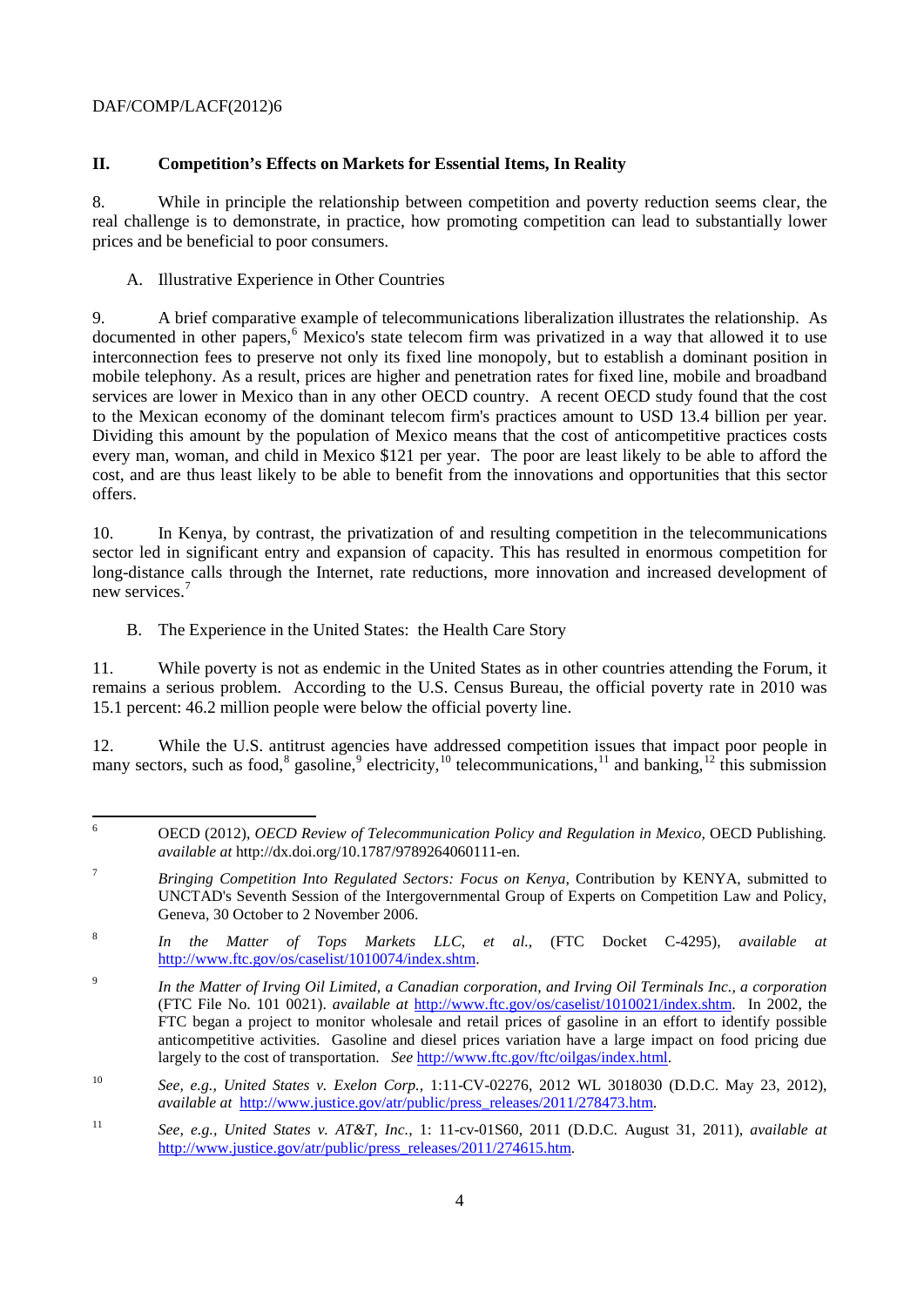## II. Competition's Effects on Markets for Essential Items, In Reality

8. While in principle the relationship between competition and poverty reduction seems clear, the real challenge is to demonstrate, in practice, how promoting competition can lead to substantially lower prices and be beneficial to poor consumers.

### A. Illustrative Experience in Other Countries

9. A brief comparative example of telecommunications liberalization illustrates the relationship. As documented in other papers,[6] Mexico's state telecom firm was privatized in a way that allowed it to use interconnection fees to preserve not only its fixed line monopoly, but to establish a dominant position in mobile telephony. As a result, prices are higher and penetration rates for fixed line, mobile and broadband services are lower in Mexico than in any other OECD country. A recent OECD study found that the cost to the Mexican economy of the dominant telecom firm's practices amount to USD 13.4 billion per year. Dividing this amount by the population of Mexico means that the cost of anticompetitive practices costs every man, woman, and child in Mexico $121 per year. The poor are least likely to be able to afford the cost, and are thus least likely to be able to benefit from the innovations and opportunities that this sector offers.

10. In Kenya, by contrast, the privatization of and resulting competition in the telecommunications sector led in significant entry and expansion of capacity. This has resulted in enormous competition for long-distance calls through the Internet, rate reductions, more innovation and increased development of new services.[7]

### B. The Experience in the United States: the Health Care Story

11. While poverty is not as endemic in the United States as in other countries attending the Forum, it remains a serious problem. According to the U.S. Census Bureau, the official poverty rate in 2010 was 15.1 percent: 46.2 million people were below the official poverty line.

12. While the U.S. antitrust agencies have addressed competition issues that impact poor people in many sectors, such as food,[8] gasoline,[9] electricity,[10] telecommunications,[11] and banking,[12] this submission

---

[6] OECD (2012), *OECD Review of Telecommunication Policy and Regulation in Mexico,* OECD Publishing. *available at* http://dx.doi.org/10.1787/9789264060111-en.

[7] *Bringing Competition Into Regulated Sectors: Focus on Kenya,* Contribution by KENYA, submitted to UNCTAD's Seventh Session of the Intergovernmental Group of Experts on Competition Law and Policy, Geneva, 30 October to 2 November 2006.

[8] *In the Matter of Tops Markets LLC, et al.,* (FTC Docket C-4295), *available at* http://www.ftc.gov/os/caselist/1010074/index.shtm.

[9] *In the Matter of Irving Oil Limited, a Canadian corporation, and Irving Oil Terminals Inc., a corporation* (FTC File No. 101 0021). *available at* http://www.ftc.gov/os/caselist/1010021/index.shtm. In 2002, the FTC began a project to monitor wholesale and retail prices of gasoline in an effort to identify possible anticompetitive activities. Gasoline and diesel prices variation have a large impact on food pricing due largely to the cost of transportation. *See* http://www.ftc.gov/ftc/oilgas/index.html.

[10] *See, e.g., United States v. Exelon Corp.,* 1:11-CV-02276, 2012 WL 3018030 (D.D.C. May 23, 2012), *available at* http://www.justice.gov/atr/public/press_releases/2011/278473.htm.

[11] *See, e.g., United States v. AT&T, Inc.,* 1: 11-cv-01S60, 2011 (D.D.C. August 31, 2011), *available at* http://www.justice.gov/atr/public/press_releases/2011/274615.htm.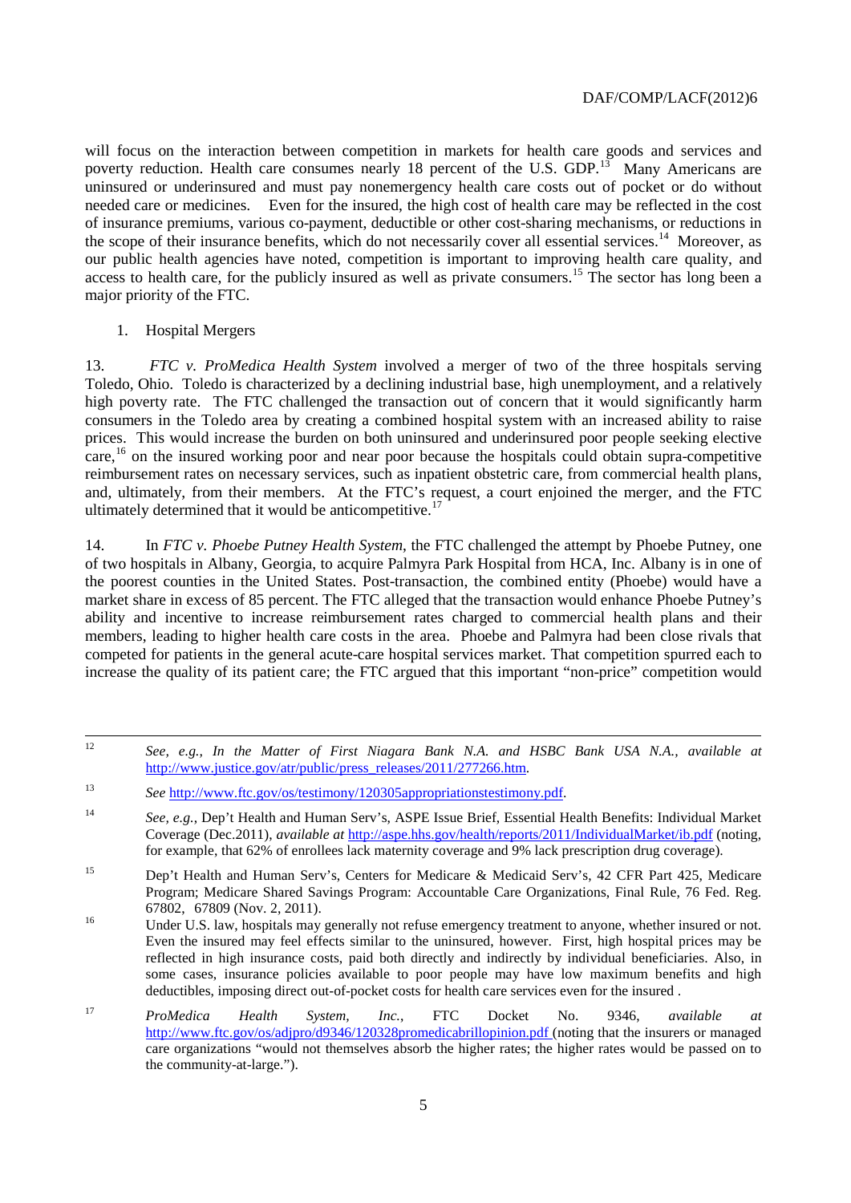will focus on the interaction between competition in markets for health care goods and services and poverty reduction. Health care consumes nearly 18 percent of the U.S. GDP.[13] Many Americans are uninsured or underinsured and must pay nonemergency health care costs out of pocket or do without needed care or medicines. Even for the insured, the high cost of health care may be reflected in the cost of insurance premiums, various co-payment, deductible or other cost-sharing mechanisms, or reductions in the scope of their insurance benefits, which do not necessarily cover all essential services.[14] Moreover, as our public health agencies have noted, competition is important to improving health care quality, and access to health care, for the publicly insured as well as private consumers.[15] The sector has long been a major priority of the FTC.

1. Hospital Mergers

13. *FTC v. ProMedica Health System* involved a merger of two of the three hospitals serving Toledo, Ohio. Toledo is characterized by a declining industrial base, high unemployment, and a relatively high poverty rate. The FTC challenged the transaction out of concern that it would significantly harm consumers in the Toledo area by creating a combined hospital system with an increased ability to raise prices. This would increase the burden on both uninsured and underinsured poor people seeking elective care,[16] on the insured working poor and near poor because the hospitals could obtain supra-competitive reimbursement rates on necessary services, such as inpatient obstetric care, from commercial health plans, and, ultimately, from their members. At the FTC's request, a court enjoined the merger, and the FTC ultimately determined that it would be anticompetitive.[17]

14. In *FTC v. Phoebe Putney Health System*, the FTC challenged the attempt by Phoebe Putney, one of two hospitals in Albany, Georgia, to acquire Palmyra Park Hospital from HCA, Inc. Albany is in one of the poorest counties in the United States. Post-transaction, the combined entity (Phoebe) would have a market share in excess of 85 percent. The FTC alleged that the transaction would enhance Phoebe Putney's ability and incentive to increase reimbursement rates charged to commercial health plans and their members, leading to higher health care costs in the area. Phoebe and Palmyra had been close rivals that competed for patients in the general acute-care hospital services market. That competition spurred each to increase the quality of its patient care; the FTC argued that this important "non-price" competition would

---

[12] *See, e.g., In the Matter of First Niagara Bank N.A. and HSBC Bank USA N.A., available at* http://www.justice.gov/atr/public/press_releases/2011/277266.htm.

[13] *See* http://www.ftc.gov/os/testimony/120305appropriationstestimony.pdf.

[14] *See, e.g.*, Dep't Health and Human Serv's, ASPE Issue Brief, Essential Health Benefits: Individual Market Coverage (Dec.2011), *available at* http://aspe.hhs.gov/health/reports/2011/IndividualMarket/ib.pdf (noting, for example, that 62% of enrollees lack maternity coverage and 9% lack prescription drug coverage).

[15] Dep't Health and Human Serv's, Centers for Medicare & Medicaid Serv's, 42 CFR Part 425, Medicare Program; Medicare Shared Savings Program: Accountable Care Organizations, Final Rule, 76 Fed. Reg. 67802, 67809 (Nov. 2, 2011).

[16] Under U.S. law, hospitals may generally not refuse emergency treatment to anyone, whether insured or not. Even the insured may feel effects similar to the uninsured, however. First, high hospital prices may be reflected in high insurance costs, paid both directly and indirectly by individual beneficiaries. Also, in some cases, insurance policies available to poor people may have low maximum benefits and high deductibles, imposing direct out-of-pocket costs for health care services even for the insured .

[17] *ProMedica Health System, Inc.*, FTC Docket No. 9346, *available at* http://www.ftc.gov/os/adjpro/d9346/120328promedicabrillopinion.pdf (noting that the insurers or managed care organizations "would not themselves absorb the higher rates; the higher rates would be passed on to the community-at-large.").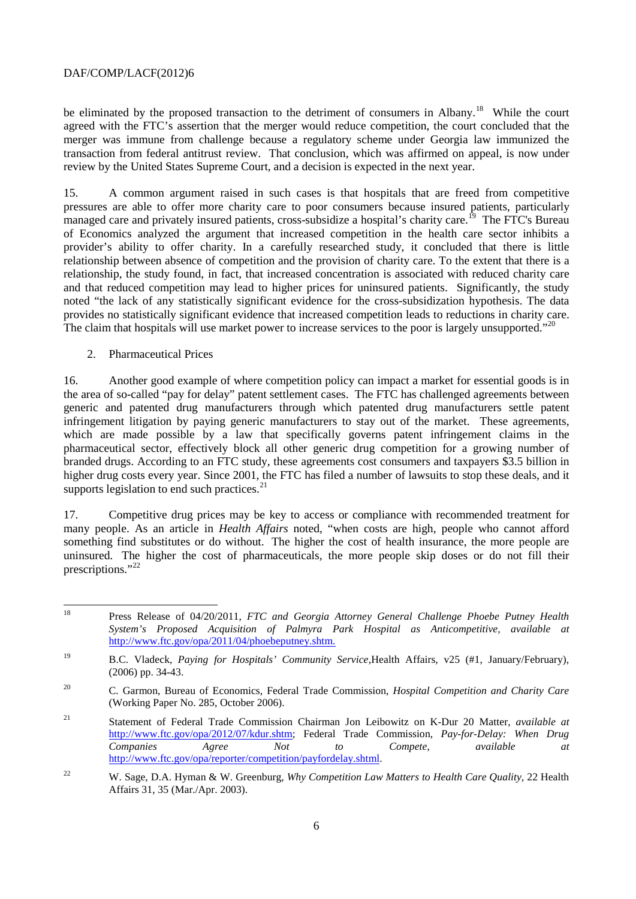be eliminated by the proposed transaction to the detriment of consumers in Albany.[18] While the court agreed with the FTC's assertion that the merger would reduce competition, the court concluded that the merger was immune from challenge because a regulatory scheme under Georgia law immunized the transaction from federal antitrust review. That conclusion, which was affirmed on appeal, is now under review by the United States Supreme Court, and a decision is expected in the next year.

15. A common argument raised in such cases is that hospitals that are freed from competitive pressures are able to offer more charity care to poor consumers because insured patients, particularly managed care and privately insured patients, cross-subsidize a hospital's charity care.[19] The FTC's Bureau of Economics analyzed the argument that increased competition in the health care sector inhibits a provider's ability to offer charity. In a carefully researched study, it concluded that there is little relationship between absence of competition and the provision of charity care. To the extent that there is a relationship, the study found, in fact, that increased concentration is associated with reduced charity care and that reduced competition may lead to higher prices for uninsured patients. Significantly, the study noted "the lack of any statistically significant evidence for the cross-subsidization hypothesis. The data provides no statistically significant evidence that increased competition leads to reductions in charity care. The claim that hospitals will use market power to increase services to the poor is largely unsupported."[20]

2. Pharmaceutical Prices

16. Another good example of where competition policy can impact a market for essential goods is in the area of so-called "pay for delay" patent settlement cases. The FTC has challenged agreements between generic and patented drug manufacturers through which patented drug manufacturers settle patent infringement litigation by paying generic manufacturers to stay out of the market. These agreements, which are made possible by a law that specifically governs patent infringement claims in the pharmaceutical sector, effectively block all other generic drug competition for a growing number of branded drugs. According to an FTC study, these agreements cost consumers and taxpayers $3.5 billion in higher drug costs every year. Since 2001, the FTC has filed a number of lawsuits to stop these deals, and it supports legislation to end such practices.[21]

17. Competitive drug prices may be key to access or compliance with recommended treatment for many people. As an article in *Health Affairs* noted, "when costs are high, people who cannot afford something find substitutes or do without. The higher the cost of health insurance, the more people are uninsured. The higher the cost of pharmaceuticals, the more people skip doses or do not fill their prescriptions."[22]

---

18 Press Release of 04/20/2011, *FTC and Georgia Attorney General Challenge Phoebe Putney Health System's Proposed Acquisition of Palmyra Park Hospital as Anticompetitive, available at* http://www.ftc.gov/opa/2011/04/phoebeputney.shtm.

19 B.C. Vladeck, *Paying for Hospitals' Community Service*, Health Affairs, v25 (#1, January/February), (2006) pp. 34-43.

20 C. Garmon, Bureau of Economics, Federal Trade Commission, *Hospital Competition and Charity Care* (Working Paper No. 285, October 2006).

21 Statement of Federal Trade Commission Chairman Jon Leibowitz on K-Dur 20 Matter, *available at* http://www.ftc.gov/opa/2012/07/kdur.shtm; Federal Trade Commission, *Pay-for-Delay: When Drug Companies Agree Not to Compete, available at* http://www.ftc.gov/opa/reporter/competition/payfordelay.shtml.

22 W. Sage, D.A. Hyman & W. Greenburg, *Why Competition Law Matters to Health Care Quality*, 22 Health Affairs 31, 35 (Mar./Apr. 2003).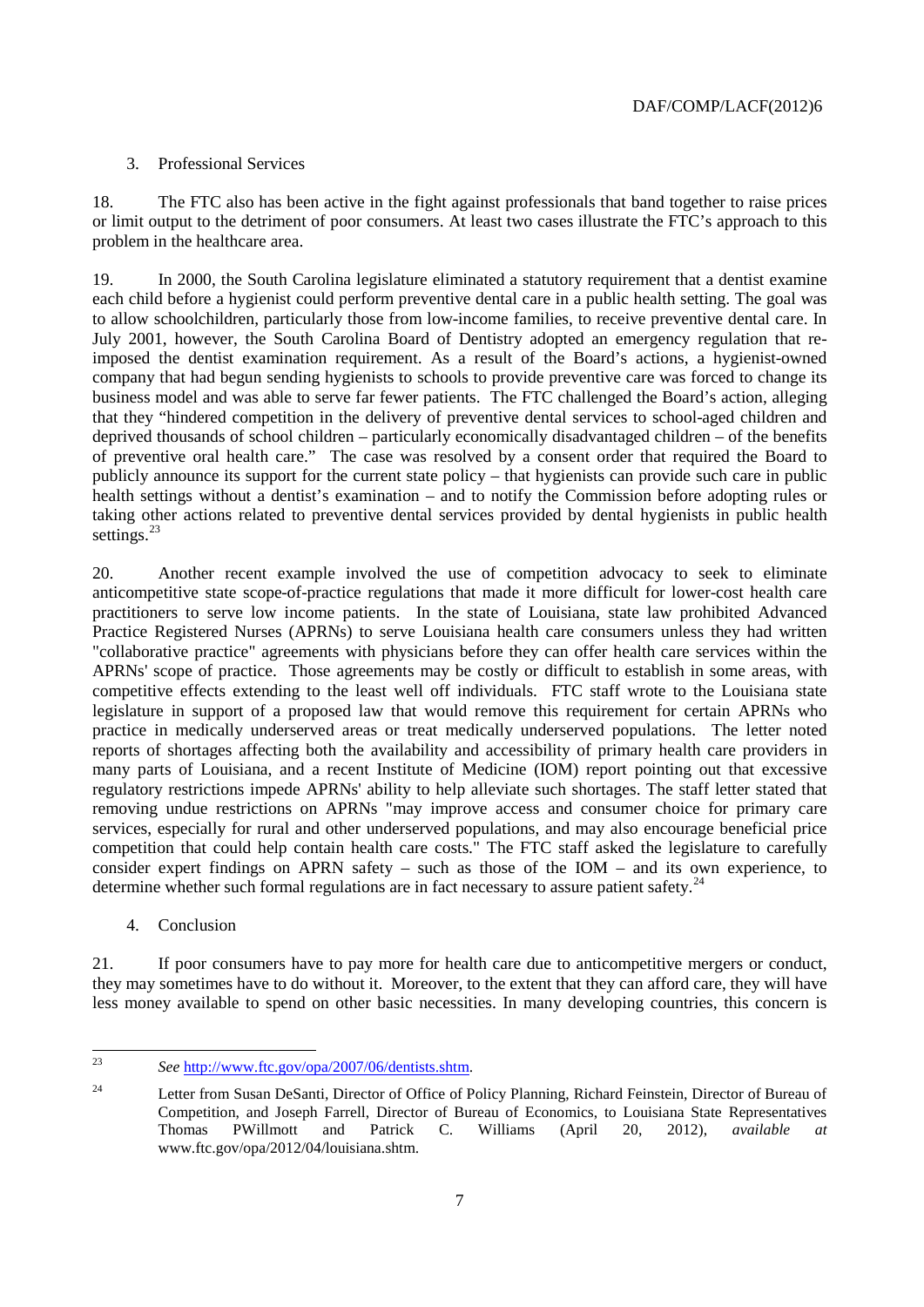3. Professional Services

18. The FTC also has been active in the fight against professionals that band together to raise prices or limit output to the detriment of poor consumers. At least two cases illustrate the FTC's approach to this problem in the healthcare area.

19. In 2000, the South Carolina legislature eliminated a statutory requirement that a dentist examine each child before a hygienist could perform preventive dental care in a public health setting. The goal was to allow schoolchildren, particularly those from low-income families, to receive preventive dental care. In July 2001, however, the South Carolina Board of Dentistry adopted an emergency regulation that re-imposed the dentist examination requirement. As a result of the Board's actions, a hygienist-owned company that had begun sending hygienists to schools to provide preventive care was forced to change its business model and was able to serve far fewer patients. The FTC challenged the Board's action, alleging that they "hindered competition in the delivery of preventive dental services to school-aged children and deprived thousands of school children – particularly economically disadvantaged children – of the benefits of preventive oral health care." The case was resolved by a consent order that required the Board to publicly announce its support for the current state policy – that hygienists can provide such care in public health settings without a dentist's examination – and to notify the Commission before adopting rules or taking other actions related to preventive dental services provided by dental hygienists in public health settings.[23]

20. Another recent example involved the use of competition advocacy to seek to eliminate anticompetitive state scope-of-practice regulations that made it more difficult for lower-cost health care practitioners to serve low income patients. In the state of Louisiana, state law prohibited Advanced Practice Registered Nurses (APRNs) to serve Louisiana health care consumers unless they had written "collaborative practice" agreements with physicians before they can offer health care services within the APRNs' scope of practice. Those agreements may be costly or difficult to establish in some areas, with competitive effects extending to the least well off individuals. FTC staff wrote to the Louisiana state legislature in support of a proposed law that would remove this requirement for certain APRNs who practice in medically underserved areas or treat medically underserved populations. The letter noted reports of shortages affecting both the availability and accessibility of primary health care providers in many parts of Louisiana, and a recent Institute of Medicine (IOM) report pointing out that excessive regulatory restrictions impede APRNs' ability to help alleviate such shortages. The staff letter stated that removing undue restrictions on APRNs "may improve access and consumer choice for primary care services, especially for rural and other underserved populations, and may also encourage beneficial price competition that could help contain health care costs." The FTC staff asked the legislature to carefully consider expert findings on APRN safety – such as those of the IOM – and its own experience, to determine whether such formal regulations are in fact necessary to assure patient safety.[24]

4. Conclusion

21. If poor consumers have to pay more for health care due to anticompetitive mergers or conduct, they may sometimes have to do without it. Moreover, to the extent that they can afford care, they will have less money available to spend on other basic necessities. In many developing countries, this concern is

---

[23] *See* http://www.ftc.gov/opa/2007/06/dentists.shtm.

[24] Letter from Susan DeSanti, Director of Office of Policy Planning, Richard Feinstein, Director of Bureau of Competition, and Joseph Farrell, Director of Bureau of Economics, to Louisiana State Representatives Thomas PWillmott and Patrick C. Williams (April 20, 2012), *available at* www.ftc.gov/opa/2012/04/louisiana.shtm.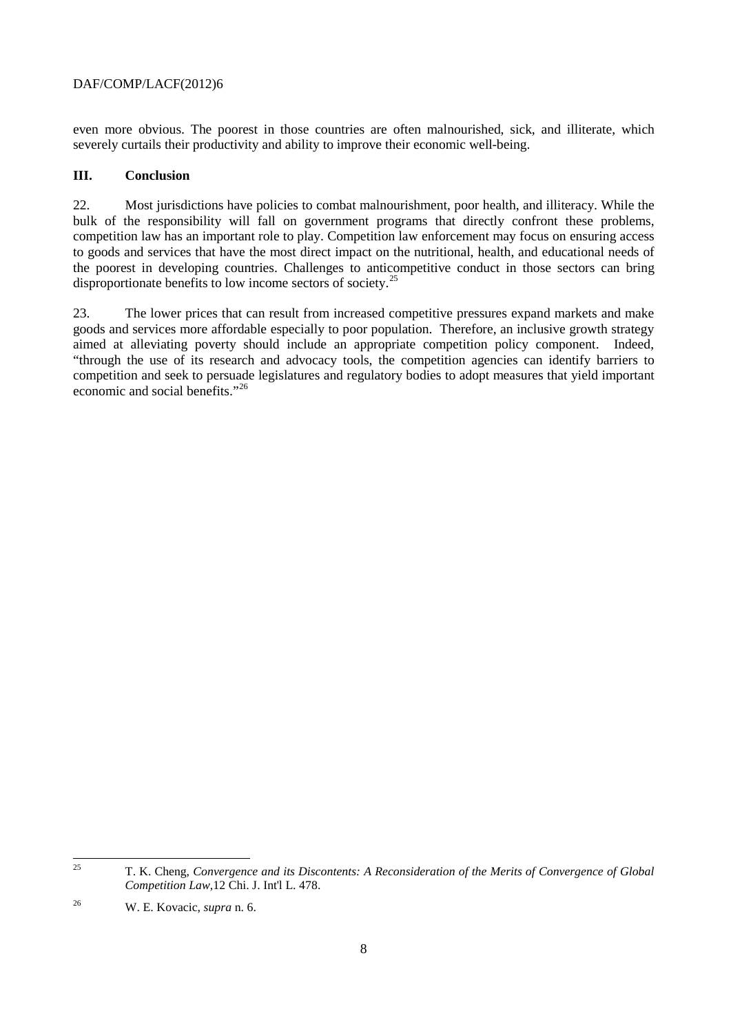even more obvious. The poorest in those countries are often malnourished, sick, and illiterate, which severely curtails their productivity and ability to improve their economic well-being.

## III. Conclusion

22. Most jurisdictions have policies to combat malnourishment, poor health, and illiteracy. While the bulk of the responsibility will fall on government programs that directly confront these problems, competition law has an important role to play. Competition law enforcement may focus on ensuring access to goods and services that have the most direct impact on the nutritional, health, and educational needs of the poorest in developing countries. Challenges to anticompetitive conduct in those sectors can bring disproportionate benefits to low income sectors of society.[25]

23. The lower prices that can result from increased competitive pressures expand markets and make goods and services more affordable especially to poor population. Therefore, an inclusive growth strategy aimed at alleviating poverty should include an appropriate competition policy component. Indeed, "through the use of its research and advocacy tools, the competition agencies can identify barriers to competition and seek to persuade legislatures and regulatory bodies to adopt measures that yield important economic and social benefits."[26]

---

[25] T. K. Cheng, *Convergence and its Discontents: A Reconsideration of the Merits of Convergence of Global Competition Law*,12 Chi. J. Int'l L. 478.

[26] W. E. Kovacic, *supra* n. 6.